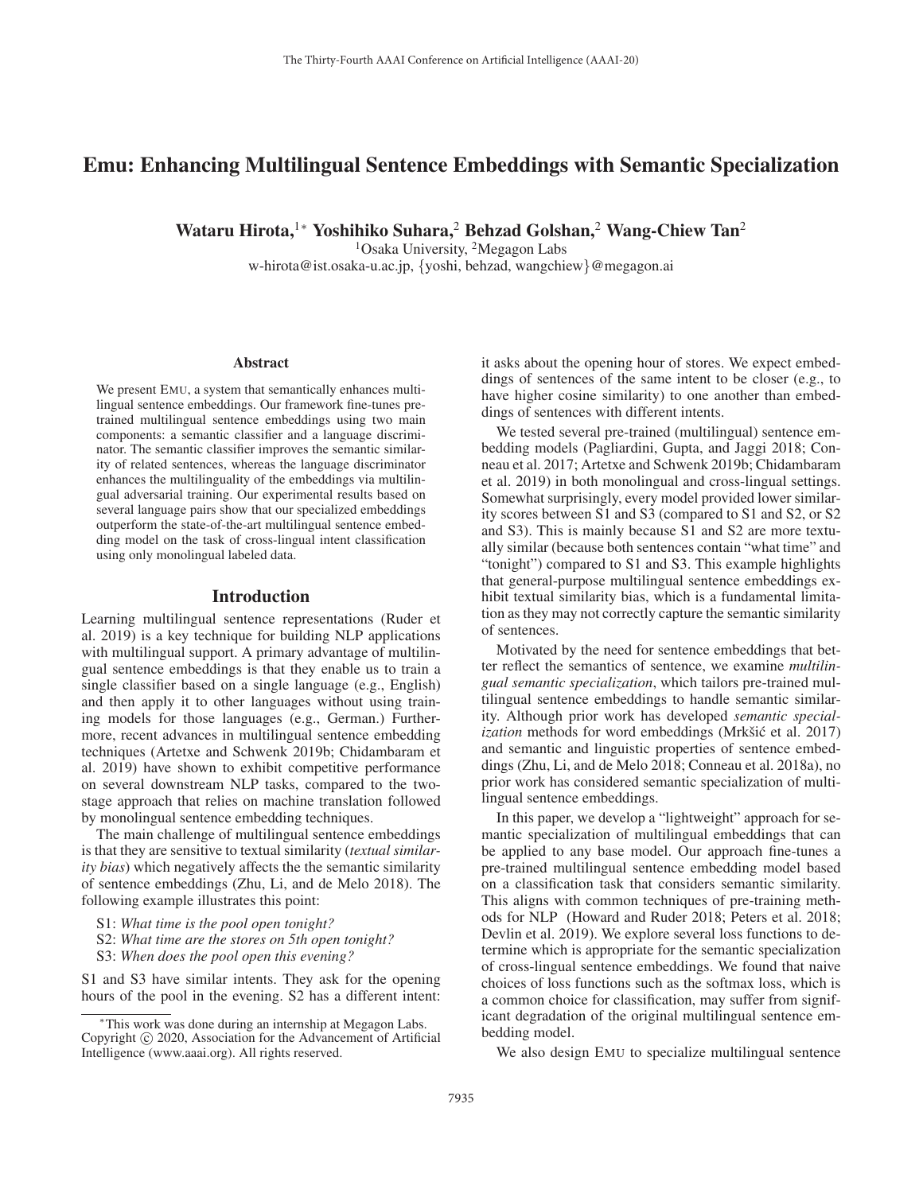# Emu: Enhancing Multilingual Sentence Embeddings with Semantic Specialization

**Wataru Hirota,[1]\* Yoshihiko Suhara,[2] Behzad Golshan,[2] Wang-Chiew Tan[2]**

[1]Osaka University, [2]Megagon Labs

w-hirota@ist.osaka-u.ac.jp, {yoshi, behzad, wangchiew}@megagon.ai

## Abstract

We present EMU, a system that semantically enhances multilingual sentence embeddings. Our framework fine-tunes pre-trained multilingual sentence embeddings using two main components: a semantic classifier and a language discriminator. The semantic classifier improves the semantic similarity of related sentences, whereas the language discriminator enhances the multilinguality of the embeddings via multilingual adversarial training. Our experimental results based on several language pairs show that our specialized embeddings outperform the state-of-the-art multilingual sentence embedding model on the task of cross-lingual intent classification using only monolingual labeled data.

## Introduction

Learning multilingual sentence representations (Ruder et al. 2019) is a key technique for building NLP applications with multilingual support. A primary advantage of multilingual sentence embeddings is that they enable us to train a single classifier based on a single language (e.g., English) and then apply it to other languages without using training models for those languages (e.g., German.) Furthermore, recent advances in multilingual sentence embedding techniques (Artetxe and Schwenk 2019b; Chidambaram et al. 2019) have shown to exhibit competitive performance on several downstream NLP tasks, compared to the two-stage approach that relies on machine translation followed by monolingual sentence embedding techniques.

The main challenge of multilingual sentence embeddings is that they are sensitive to textual similarity (*textual similarity bias*) which negatively affects the the semantic similarity of sentence embeddings (Zhu, Li, and de Melo 2018). The following example illustrates this point:

S1: *What time is the pool open tonight?*
S2: *What time are the stores on 5th open tonight?*
S3: *When does the pool open this evening?*

S1 and S3 have similar intents. They ask for the opening hours of the pool in the evening. S2 has a different intent: it asks about the opening hour of stores. We expect embeddings of sentences of the same intent to be closer (e.g., to have higher cosine similarity) to one another than embeddings of sentences with different intents.

We tested several pre-trained (multilingual) sentence embedding models (Pagliardini, Gupta, and Jaggi 2018; Conneau et al. 2017; Artetxe and Schwenk 2019b; Chidambaram et al. 2019) in both monolingual and cross-lingual settings. Somewhat surprisingly, every model provided lower similarity scores between S1 and S3 (compared to S1 and S2, or S2 and S3). This is mainly because S1 and S2 are more textually similar (because both sentences contain "what time" and "tonight") compared to S1 and S3. This example highlights that general-purpose multilingual sentence embeddings exhibit textual similarity bias, which is a fundamental limitation as they may not correctly capture the semantic similarity of sentences.

Motivated by the need for sentence embeddings that better reflect the semantics of sentence, we examine *multilingual semantic specialization*, which tailors pre-trained multilingual sentence embeddings to handle semantic similarity. Although prior work has developed *semantic specialization* methods for word embeddings (Mrkšić et al. 2017) and semantic and linguistic properties of sentence embeddings (Zhu, Li, and de Melo 2018; Conneau et al. 2018a), no prior work has considered semantic specialization of multilingual sentence embeddings.

In this paper, we develop a "lightweight" approach for semantic specialization of multilingual embeddings that can be applied to any base model. Our approach fine-tunes a pre-trained multilingual sentence embedding model based on a classification task that considers semantic similarity. This aligns with common techniques of pre-training methods for NLP (Howard and Ruder 2018; Peters et al. 2018; Devlin et al. 2019). We explore several loss functions to determine which is appropriate for the semantic specialization of cross-lingual sentence embeddings. We found that naive choices of loss functions such as the softmax loss, which is a common choice for classification, may suffer from significant degradation of the original multilingual sentence embedding model.

We also design EMU to specialize multilingual sentence

\*This work was done during an internship at Megagon Labs.
Copyright © 2020, Association for the Advancement of Artificial Intelligence (www.aaai.org). All rights reserved.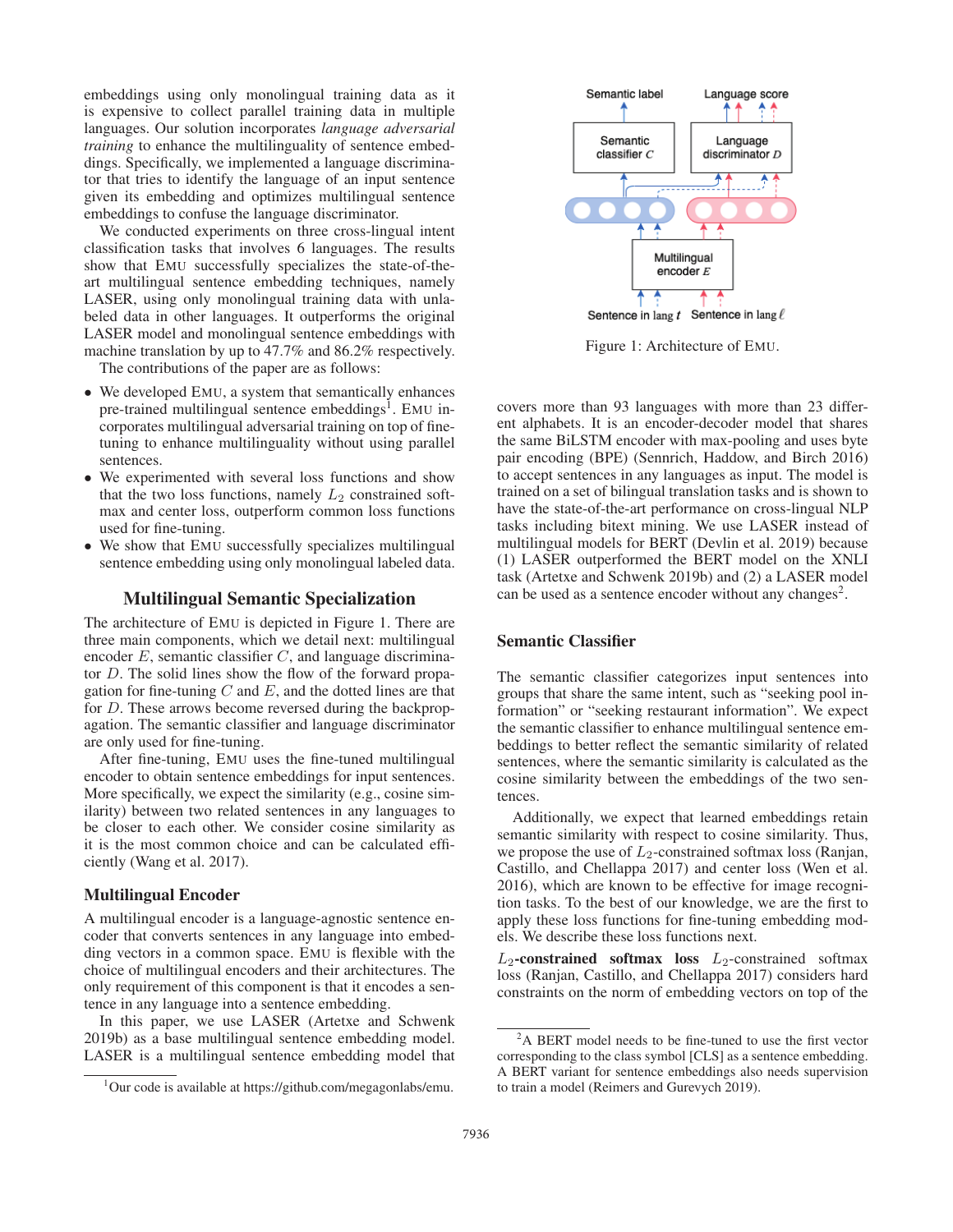embeddings using only monolingual training data as it is expensive to collect parallel training data in multiple languages. Our solution incorporates *language adversarial training* to enhance the multilinguality of sentence embeddings. Specifically, we implemented a language discriminator that tries to identify the language of an input sentence given its embedding and optimizes multilingual sentence embeddings to confuse the language discriminator.

We conducted experiments on three cross-lingual intent classification tasks that involves 6 languages. The results show that EMU successfully specializes the state-of-the-art multilingual sentence embedding techniques, namely LASER, using only monolingual training data with unlabeled data in other languages. It outperforms the original LASER model and monolingual sentence embeddings with machine translation by up to 47.7% and 86.2% respectively.

The contributions of the paper are as follows:

- We developed EMU, a system that semantically enhances pre-trained multilingual sentence embeddings[1]. EMU incorporates multilingual adversarial training on top of fine-tuning to enhance multilinguality without using parallel sentences.
- We experimented with several loss functions and show that the two loss functions, namely $L_2$ constrained softmax and center loss, outperform common loss functions used for fine-tuning.
- We show that EMU successfully specializes multilingual sentence embedding using only monolingual labeled data.

Figure 1: Architecture of EMU.

## Multilingual Semantic Specialization

The architecture of EMU is depicted in Figure 1. There are three main components, which we detail next: multilingual encoder $E$, semantic classifier $C$, and language discriminator $D$. The solid lines show the flow of the forward propagation for fine-tuning $C$ and $E$, and the dotted lines are that for $D$. These arrows become reversed during the backpropagation. The semantic classifier and language discriminator are only used for fine-tuning.

After fine-tuning, EMU uses the fine-tuned multilingual encoder to obtain sentence embeddings for input sentences. More specifically, we expect the similarity (e.g., cosine similarity) between two related sentences in any languages to be closer to each other. We consider cosine similarity as it is the most common choice and can be calculated efficiently (Wang et al. 2017).

### Multilingual Encoder

A multilingual encoder is a language-agnostic sentence encoder that converts sentences in any language into embedding vectors in a common space. EMU is flexible with the choice of multilingual encoders and their architectures. The only requirement of this component is that it encodes a sentence in any language into a sentence embedding.

In this paper, we use LASER (Artetxe and Schwenk 2019b) as a base multilingual sentence embedding model. LASER is a multilingual sentence embedding model that covers more than 93 languages with more than 23 different alphabets. It is an encoder-decoder model that shares the same BiLSTM encoder with max-pooling and uses byte pair encoding (BPE) (Sennrich, Haddow, and Birch 2016) to accept sentences in any languages as input. The model is trained on a set of bilingual translation tasks and is shown to have the state-of-the-art performance on cross-lingual NLP tasks including bitext mining. We use LASER instead of multilingual models for BERT (Devlin et al. 2019) because (1) LASER outperformed the BERT model on the XNLI task (Artetxe and Schwenk 2019b) and (2) a LASER model can be used as a sentence encoder without any changes[2].

### Semantic Classifier

The semantic classifier categorizes input sentences into groups that share the same intent, such as "seeking pool information" or "seeking restaurant information". We expect the semantic classifier to enhance multilingual sentence embeddings to better reflect the semantic similarity of related sentences, where the semantic similarity is calculated as the cosine similarity between the embeddings of the two sentences.

Additionally, we expect that learned embeddings retain semantic similarity with respect to cosine similarity. Thus, we propose the use of $L_2$-constrained softmax loss (Ranjan, Castillo, and Chellappa 2017) and center loss (Wen et al. 2016), which are known to be effective for image recognition tasks. To the best of our knowledge, we are the first to apply these loss functions for fine-tuning embedding models. We describe these loss functions next.

**$L_2$-constrained softmax loss** $L_2$-constrained softmax loss (Ranjan, Castillo, and Chellappa 2017) considers hard constraints on the norm of embedding vectors on top of the

[1] Our code is available at https://github.com/megagonlabs/emu.

[2] A BERT model needs to be fine-tuned to use the first vector corresponding to the class symbol [CLS] as a sentence embedding. A BERT variant for sentence embeddings also needs supervision to train a model (Reimers and Gurevych 2019).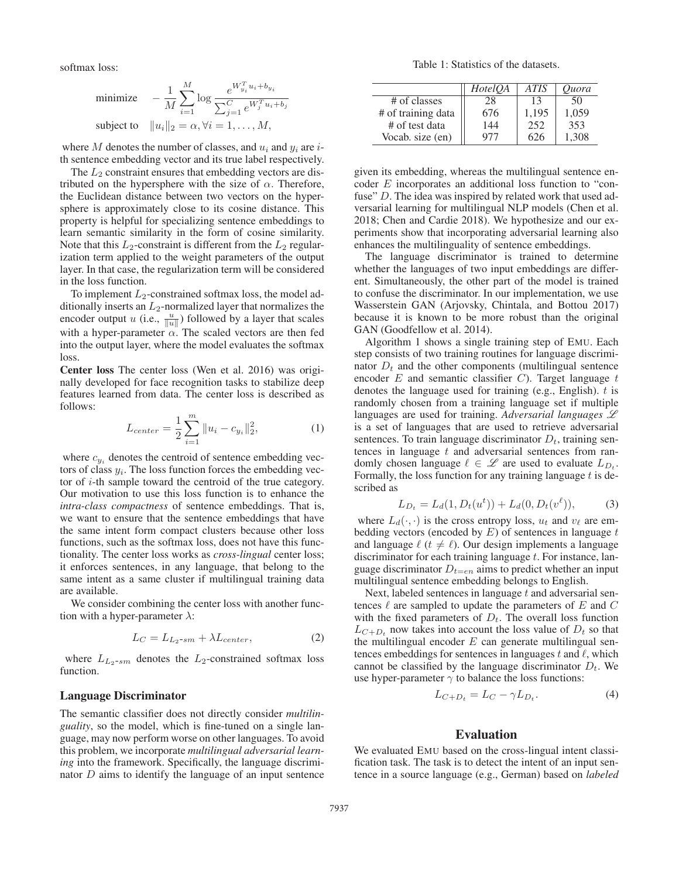softmax loss:

$$\text{minimize} \quad -\frac{1}{M}\sum_{i=1}^{M}\log\frac{e^{W_{y_i}^T u_i + b_{y_i}}}{\sum_{j=1}^{C} e^{W_j^T u_i + b_j}}$$
$$\text{subject to} \quad \|u_i\|_2 = \alpha, \forall i = 1, \ldots, M,$$

where $M$ denotes the number of classes, and $u_i$ and $y_i$ are $i$-th sentence embedding vector and its true label respectively.

The $L_2$ constraint ensures that embedding vectors are distributed on the hypersphere with the size of $\alpha$. Therefore, the Euclidean distance between two vectors on the hypersphere is approximately close to its cosine distance. This property is helpful for specializing sentence embeddings to learn semantic similarity in the form of cosine similarity. Note that this $L_2$-constraint is different from the $L_2$ regularization term applied to the weight parameters of the output layer. In that case, the regularization term will be considered in the loss function.

To implement $L_2$-constrained softmax loss, the model additionally inserts an $L_2$-normalized layer that normalizes the encoder output $u$ (i.e., $\frac{u}{\|u\|}$) followed by a layer that scales with a hyper-parameter $\alpha$. The scaled vectors are then fed into the output layer, where the model evaluates the softmax loss.

**Center loss** The center loss (Wen et al. 2016) was originally developed for face recognition tasks to stabilize deep features learned from data. The center loss is described as follows:

$$L_{center} = \frac{1}{2}\sum_{i=1}^{m}\|u_i - c_{y_i}\|_2^2, \tag{1}$$

where $c_{y_i}$ denotes the centroid of sentence embedding vectors of class $y_i$. The loss function forces the embedding vector of $i$-th sample toward the centroid of the true category. Our motivation to use this loss function is to enhance the *intra-class compactness* of sentence embeddings. That is, we want to ensure that the sentence embeddings that have the same intent form compact clusters because other loss functions, such as the softmax loss, does not have this functionality. The center loss works as *cross-lingual* center loss; it enforces sentences, in any language, that belong to the same intent as a same cluster if multilingual training data are available.

We consider combining the center loss with another function with a hyper-parameter $\lambda$:

$$L_C = L_{L_2\text{-}sm} + \lambda L_{center}, \tag{2}$$

where $L_{L_2\text{-}sm}$ denotes the $L_2$-constrained softmax loss function.

### Language Discriminator

The semantic classifier does not directly consider *multilinguality*, so the model, which is fine-tuned on a single language, may now perform worse on other languages. To avoid this problem, we incorporate *multilingual adversarial learning* into the framework. Specifically, the language discriminator $D$ aims to identify the language of an input sentence given its embedding, whereas the multilingual sentence encoder $E$ incorporates an additional loss function to "confuse" $D$. The idea was inspired by related work that used adversarial learning for multilingual NLP models (Chen et al. 2018; Chen and Cardie 2018). We hypothesize and our experiments show that incorporating adversarial learning also enhances the multilinguality of sentence embeddings.

The language discriminator is trained to determine whether the languages of two input embeddings are different. Simultaneously, the other part of the model is trained to confuse the discriminator. In our implementation, we use Wasserstein GAN (Arjovsky, Chintala, and Bottou 2017) because it is known to be more robust than the original GAN (Goodfellow et al. 2014).

Algorithm 1 shows a single training step of EMU. Each step consists of two training routines for language discriminator $D_t$ and the other components (multilingual sentence encoder $E$ and semantic classifier $C$). Target language $t$ denotes the language used for training (e.g., English). $t$ is randomly chosen from a training language set if multiple languages are used for training. *Adversarial languages* $\mathscr{L}$ is a set of languages that are used to retrieve adversarial sentences. To train language discriminator $D_t$, training sentences in language $t$ and adversarial sentences from randomly chosen language $\ell \in \mathscr{L}$ are used to evaluate $L_{D_t}$. Formally, the loss function for any training language $t$ is described as

$$L_{D_t} = L_d(1, D_t(u^t)) + L_d(0, D_t(v^\ell)), \tag{3}$$

where $L_d(\cdot,\cdot)$ is the cross entropy loss, $u_t$ and $v_\ell$ are embedding vectors (encoded by $E$) of sentences in language $t$ and language $\ell$ ($t \neq \ell$). Our design implements a language discriminator for each training language $t$. For instance, language discriminator $D_{t=en}$ aims to predict whether an input multilingual sentence embedding belongs to English.

Next, labeled sentences in language $t$ and adversarial sentences $\ell$ are sampled to update the parameters of $E$ and $C$ with the fixed parameters of $D_t$. The overall loss function $L_{C+D_t}$ now takes into account the loss value of $D_t$ so that the multilingual encoder $E$ can generate multilingual sentences embeddings for sentences in languages $t$ and $\ell$, which cannot be classified by the language discriminator $D_t$. We use hyper-parameter $\gamma$ to balance the loss functions:

$$L_{C+D_t} = L_C - \gamma L_{D_t}. \tag{4}$$

Table 1: Statistics of the datasets.

| | *HotelQA* | *ATIS* | *Quora* |
|---|---|---|---|
| # of classes | 28 | 13 | 50 |
| # of training data | 676 | 1,195 | 1,059 |
| # of test data | 144 | 252 | 353 |
| Vocab. size (en) | 977 | 626 | 1,308 |

## Evaluation

We evaluated EMU based on the cross-lingual intent classification task. The task is to detect the intent of an input sentence in a source language (e.g., German) based on *labeled*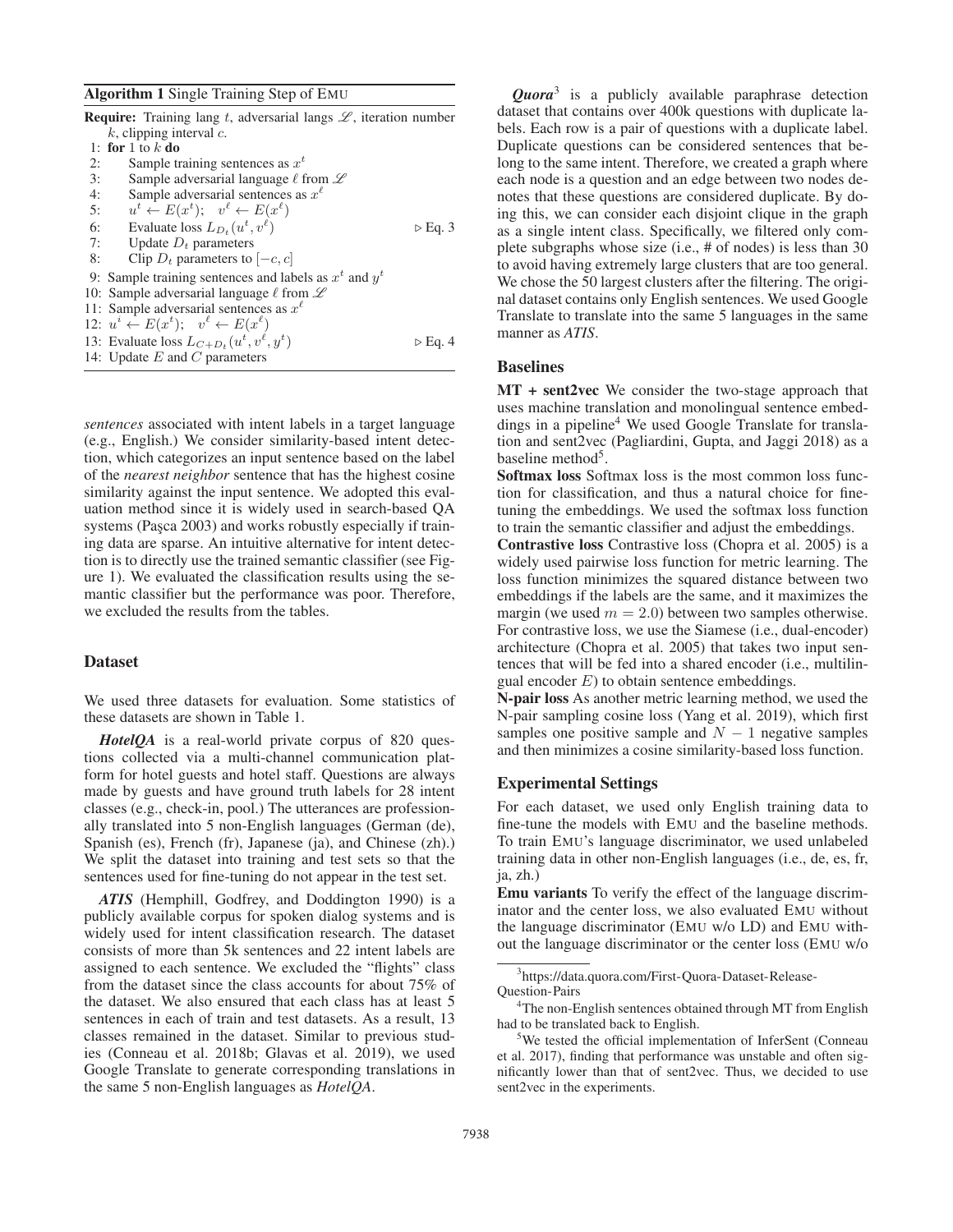**Algorithm 1** Single Training Step of EMU

```
Require: Training lang t, adversarial langs 𝓛, iteration number
    k, clipping interval c.
 1: for 1 to k do
 2:     Sample training sentences as x^t
 3:     Sample adversarial language ℓ from 𝓛
 4:     Sample adversarial sentences as x^ℓ
 5:     u^t ← E(x^t);  v^ℓ ← E(x^ℓ)
 6:     Evaluate loss L_{D_t}(u^t, v^ℓ)                    ▷ Eq. 3
 7:     Update D_t parameters
 8:     Clip D_t parameters to [−c, c]
 9: Sample training sentences and labels as x^t and y^t
10: Sample adversarial language ℓ from 𝓛
11: Sample adversarial sentences as x^ℓ
12: u^t ← E(x^t);  v^ℓ ← E(x^ℓ)
13: Evaluate loss L_{C+D_t}(u^t, v^ℓ, y^t)                 ▷ Eq. 4
14: Update E and C parameters
```

*sentences* associated with intent labels in a target language (e.g., English.) We consider similarity-based intent detection, which categorizes an input sentence based on the label of the *nearest neighbor* sentence that has the highest cosine similarity against the input sentence. We adopted this evaluation method since it is widely used in search-based QA systems (Paşca 2003) and works robustly especially if training data are sparse. An intuitive alternative for intent detection is to directly use the trained semantic classifier (see Figure 1). We evaluated the classification results using the semantic classifier but the performance was poor. Therefore, we excluded the results from the tables.

## Dataset

We used three datasets for evaluation. Some statistics of these datasets are shown in Table 1.

***HotelQA*** is a real-world private corpus of 820 questions collected via a multi-channel communication platform for hotel guests and hotel staff. Questions are always made by guests and have ground truth labels for 28 intent classes (e.g., check-in, pool.) The utterances are professionally translated into 5 non-English languages (German (de), Spanish (es), French (fr), Japanese (ja), and Chinese (zh).) We split the dataset into training and test sets so that the sentences used for fine-tuning do not appear in the test set.

***ATIS*** (Hemphill, Godfrey, and Doddington 1990) is a publicly available corpus for spoken dialog systems and is widely used for intent classification research. The dataset consists of more than 5k sentences and 22 intent labels are assigned to each sentence. We excluded the "flights" class from the dataset since the class accounts for about 75% of the dataset. We also ensured that each class has at least 5 sentences in each of train and test datasets. As a result, 13 classes remained in the dataset. Similar to previous studies (Conneau et al. 2018b; Glavas et al. 2019), we used Google Translate to generate corresponding translations in the same 5 non-English languages as *HotelQA*.

***Quora***[3] is a publicly available paraphrase detection dataset that contains over 400k questions with duplicate labels. Each row is a pair of questions with a duplicate label. Duplicate questions can be considered sentences that belong to the same intent. Therefore, we created a graph where each node is a question and an edge between two nodes denotes that these questions are considered duplicate. By doing this, we can consider each disjoint clique in the graph as a single intent class. Specifically, we filtered only complete subgraphs whose size (i.e., # of nodes) is less than 30 to avoid having extremely large clusters that are too general. We chose the 50 largest clusters after the filtering. The original dataset contains only English sentences. We used Google Translate to translate into the same 5 languages in the same manner as *ATIS*.

## Baselines

**MT + sent2vec** We consider the two-stage approach that uses machine translation and monolingual sentence embeddings in a pipeline[4] We used Google Translate for translation and sent2vec (Pagliardini, Gupta, and Jaggi 2018) as a baseline method[5].

**Softmax loss** Softmax loss is the most common loss function for classification, and thus a natural choice for fine-tuning the embeddings. We used the softmax loss function to train the semantic classifier and adjust the embeddings.

**Contrastive loss** Contrastive loss (Chopra et al. 2005) is a widely used pairwise loss function for metric learning. The loss function minimizes the squared distance between two embeddings if the labels are the same, and it maximizes the margin (we used $m = 2.0$) between two samples otherwise. For contrastive loss, we use the Siamese (i.e., dual-encoder) architecture (Chopra et al. 2005) that takes two input sentences that will be fed into a shared encoder (i.e., multilingual encoder $E$) to obtain sentence embeddings.

**N-pair loss** As another metric learning method, we used the N-pair sampling cosine loss (Yang et al. 2019), which first samples one positive sample and $N-1$ negative samples and then minimizes a cosine similarity-based loss function.

## Experimental Settings

For each dataset, we used only English training data to fine-tune the models with EMU and the baseline methods. To train EMU's language discriminator, we used unlabeled training data in other non-English languages (i.e., de, es, fr, ja, zh.)

**Emu variants** To verify the effect of the language discriminator and the center loss, we also evaluated EMU without the language discriminator (EMU w/o LD) and EMU without the language discriminator or the center loss (EMU w/o

[3] https://data.quora.com/First-Quora-Dataset-Release-Question-Pairs

[4] The non-English sentences obtained through MT from English had to be translated back to English.

[5] We tested the official implementation of InferSent (Conneau et al. 2017), finding that performance was unstable and often significantly lower than that of sent2vec. Thus, we decided to use sent2vec in the experiments.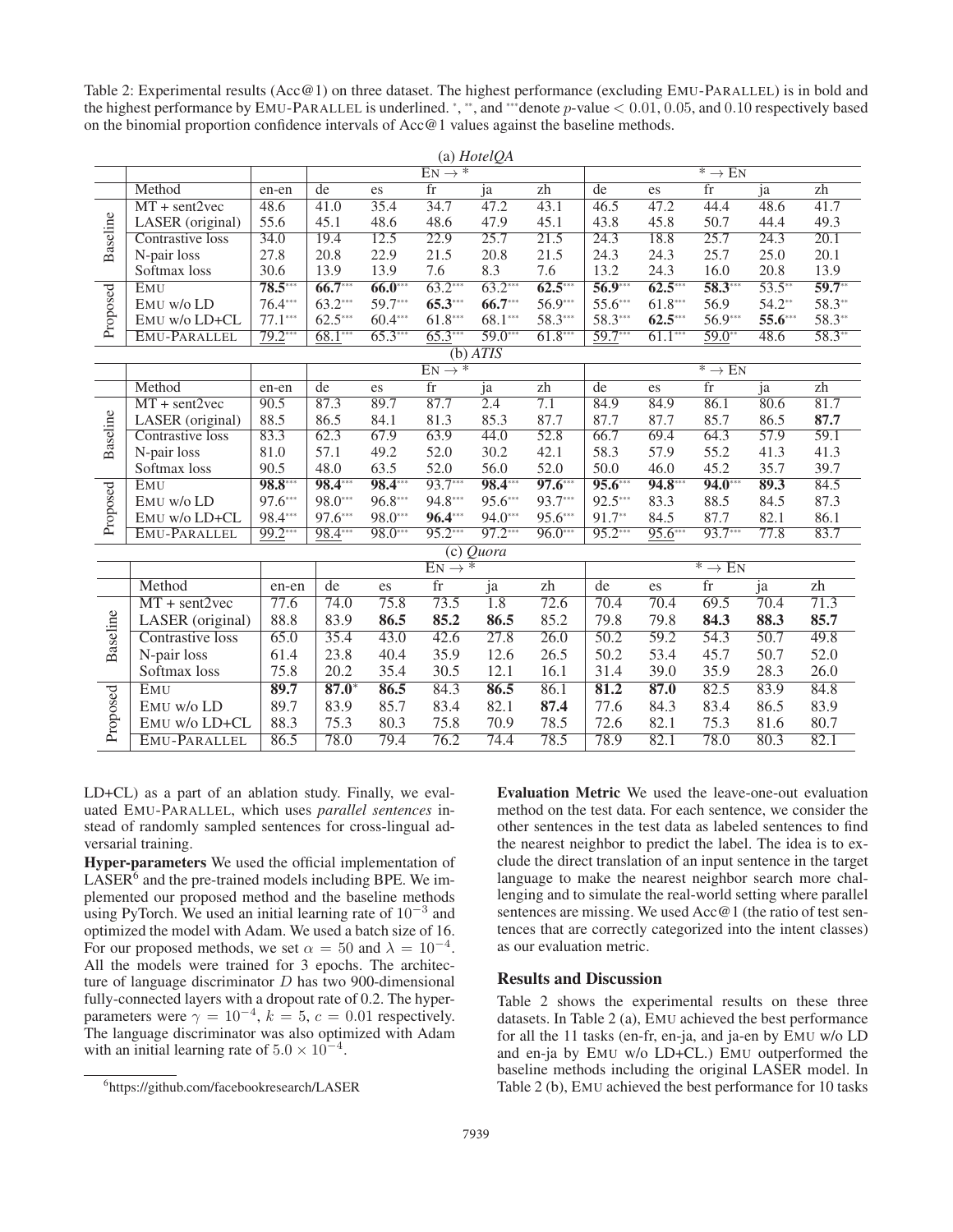Table 2: Experimental results (Acc@1) on three dataset. The highest performance (excluding EMU-PARALLEL) is in bold and the highest performance by EMU-PARALLEL is underlined. $^{*}$, $^{**}$, and $^{***}$denote $p$-value $< 0.01, 0.05$, and $0.10$ respectively based on the binomial proportion confidence intervals of Acc@1 values against the baseline methods.

(a) *HotelQA*

| | Method | en-en | EN → * de | es | fr | ja | zh | * → EN de | es | fr | ja | zh |
|---|---|---|---|---|---|---|---|---|---|---|---|---|
| Baseline | MT + sent2vec | 48.6 | 41.0 | 35.4 | 34.7 | 47.2 | 43.1 | 46.5 | 47.2 | 44.4 | 48.6 | 41.7 |
| | LASER (original) | 55.6 | 45.1 | 48.6 | 48.6 | 47.9 | 45.1 | 43.8 | 45.8 | 50.7 | 44.4 | 49.3 |
| | Contrastive loss | 34.0 | 19.4 | 12.5 | 22.9 | 25.7 | 21.5 | 24.3 | 18.8 | 25.7 | 24.3 | 20.1 |
| | N-pair loss | 27.8 | 20.8 | 22.9 | 21.5 | 20.8 | 21.5 | 24.3 | 24.3 | 25.7 | 25.0 | 20.1 |
| | Softmax loss | 30.6 | 13.9 | 13.9 | 7.6 | 8.3 | 7.6 | 13.2 | 24.3 | 16.0 | 20.8 | 13.9 |
| Proposed | EMU | **78.5**$^{***}$ | **66.7**$^{***}$ | **66.0**$^{***}$ | 63.2$^{***}$ | 63.2$^{***}$ | **62.5**$^{***}$ | **56.9**$^{***}$ | **62.5**$^{***}$ | **58.3**$^{***}$ | 53.5$^{**}$ | **59.7**$^{**}$ |
| | EMU w/o LD | 76.4$^{***}$ | 63.2$^{***}$ | 59.7$^{***}$ | **65.3**$^{***}$ | **66.7**$^{***}$ | 56.9$^{***}$ | 55.6$^{***}$ | 61.8$^{***}$ | 56.9 | 54.2$^{**}$ | 58.3$^{**}$ |
| | EMU w/o LD+CL | 77.1$^{***}$ | 62.5$^{***}$ | 60.4$^{***}$ | 61.8$^{***}$ | 68.1$^{***}$ | 58.3$^{***}$ | 58.3$^{***}$ | **62.5**$^{***}$ | 56.9$^{***}$ | **55.6**$^{***}$ | 58.3$^{**}$ |
| | EMU-PARALLEL | <u>79.2</u>$^{***}$ | <u>68.1</u>$^{***}$ | <u>65.3</u>$^{***}$ | <u>65.3</u>$^{***}$ | 59.0$^{***}$ | <u>61.8</u>$^{***}$ | <u>59.7</u>$^{***}$ | <u>61.1</u>$^{***}$ | <u>59.0</u>$^{**}$ | 48.6 | <u>58.3</u>$^{**}$ |

(b) *ATIS*

| | Method | en-en | EN → * de | es | fr | ja | zh | * → EN de | es | fr | ja | zh |
|---|---|---|---|---|---|---|---|---|---|---|---|---|
| Baseline | MT + sent2vec | 90.5 | 87.3 | 89.7 | 87.7 | 2.4 | 7.1 | 84.9 | 84.9 | 86.1 | 80.6 | 81.7 |
| | LASER (original) | 88.5 | 86.5 | 84.1 | 81.3 | 85.3 | 87.7 | 87.7 | 87.7 | 85.7 | 86.5 | **87.7** |
| | Contrastive loss | 83.3 | 62.3 | 67.9 | 63.9 | 44.0 | 52.8 | 66.7 | 69.4 | 64.3 | 57.9 | 59.1 |
| | N-pair loss | 81.0 | 57.1 | 49.2 | 52.0 | 30.2 | 42.1 | 58.3 | 57.9 | 55.2 | 41.3 | 41.3 |
| | Softmax loss | 90.5 | 48.0 | 63.5 | 52.0 | 56.0 | 52.0 | 50.0 | 46.0 | 45.2 | 35.7 | 39.7 |
| Proposed | EMU | **98.8**$^{***}$ | **98.4**$^{***}$ | **98.4**$^{***}$ | 93.7$^{***}$ | **98.4**$^{***}$ | **97.6**$^{***}$ | **95.6**$^{***}$ | **94.8**$^{***}$ | **94.0**$^{***}$ | **89.3** | 84.5 |
| | EMU w/o LD | 97.6$^{***}$ | 98.0$^{***}$ | 96.8$^{***}$ | 94.8$^{***}$ | 95.6$^{***}$ | 93.7$^{***}$ | 92.5$^{***}$ | 83.3 | 88.5 | 84.5 | 87.3 |
| | EMU w/o LD+CL | 98.4$^{***}$ | 97.6$^{***}$ | 98.0$^{***}$ | **96.4**$^{***}$ | 94.0$^{***}$ | 95.6$^{***}$ | 91.7$^{**}$ | 84.5 | 87.7 | 82.1 | 86.1 |
| | EMU-PARALLEL | <u>99.2</u>$^{***}$ | <u>98.4</u>$^{***}$ | 98.0$^{***}$ | 95.2$^{***}$ | 97.2$^{***}$ | 96.0$^{***}$ | 95.2$^{***}$ | <u>95.6</u>$^{***}$ | 93.7$^{***}$ | 77.8 | 83.7 |

(c) *Quora*

| | Method | en-en | EN → * de | es | fr | ja | zh | * → EN de | es | fr | ja | zh |
|---|---|---|---|---|---|---|---|---|---|---|---|---|
| Baseline | MT + sent2vec | 77.6 | 74.0 | 75.8 | 73.5 | 1.8 | 72.6 | 70.4 | 70.4 | 69.5 | 70.4 | 71.3 |
| | LASER (original) | 88.8 | 83.9 | **86.5** | **85.2** | **86.5** | 85.2 | 79.8 | 79.8 | **84.3** | **88.3** | **85.7** |
| | Contrastive loss | 65.0 | 35.4 | 43.0 | 42.6 | 27.8 | 26.0 | 50.2 | 59.2 | 54.3 | 50.7 | 49.8 |
| | N-pair loss | 61.4 | 23.8 | 40.4 | 35.9 | 12.6 | 26.5 | 50.2 | 53.4 | 45.7 | 50.7 | 52.0 |
| | Softmax loss | 75.8 | 20.2 | 35.4 | 30.5 | 12.1 | 16.1 | 31.4 | 39.0 | 35.9 | 28.3 | 26.0 |
| Proposed | EMU | **89.7** | **87.0**$^{*}$ | **86.5** | 84.3 | **86.5** | 86.1 | **81.2** | **87.0** | 82.5 | 83.9 | 84.8 |
| | EMU w/o LD | 89.7 | 83.9 | 85.7 | 83.4 | 82.1 | **87.4** | 77.6 | 84.3 | 83.4 | 86.5 | 83.9 |
| | EMU w/o LD+CL | 88.3 | 75.3 | 80.3 | 75.8 | 70.9 | 78.5 | 72.6 | 82.1 | 75.3 | 81.6 | 80.7 |
| | EMU-PARALLEL | 86.5 | 78.0 | 79.4 | 76.2 | 74.4 | 78.5 | 78.9 | 82.1 | 78.0 | 80.3 | 82.1 |

LD+CL) as a part of an ablation study. Finally, we evaluated EMU-PARALLEL, which uses *parallel sentences* instead of randomly sampled sentences for cross-lingual adversarial training.

**Hyper-parameters** We used the official implementation of LASER[6] and the pre-trained models including BPE. We implemented our proposed method and the baseline methods using PyTorch. We used an initial learning rate of $10^{-3}$ and optimized the model with Adam. We used a batch size of 16. For our proposed methods, we set $\alpha = 50$ and $\lambda = 10^{-4}$. All the models were trained for 3 epochs. The architecture of language discriminator $D$ has two 900-dimensional fully-connected layers with a dropout rate of 0.2. The hyperparameters were $\gamma = 10^{-4}$, $k = 5$, $c = 0.01$ respectively. The language discriminator was also optimized with Adam with an initial learning rate of $5.0 \times 10^{-4}$.

[6] https://github.com/facebookresearch/LASER

**Evaluation Metric** We used the leave-one-out evaluation method on the test data. For each sentence, we consider the other sentences in the test data as labeled sentences to find the nearest neighbor to predict the label. The idea is to exclude the direct translation of an input sentence in the target language to make the nearest neighbor search more challenging and to simulate the real-world setting where parallel sentences are missing. We used Acc@1 (the ratio of test sentences that are correctly categorized into the intent classes) as our evaluation metric.

## Results and Discussion

Table 2 shows the experimental results on these three datasets. In Table 2 (a), EMU achieved the best performance for all the 11 tasks (en-fr, en-ja, and ja-en by EMU w/o LD and en-ja by EMU w/o LD+CL.) EMU outperformed the baseline methods including the original LASER model. In Table 2 (b), EMU achieved the best performance for 10 tasks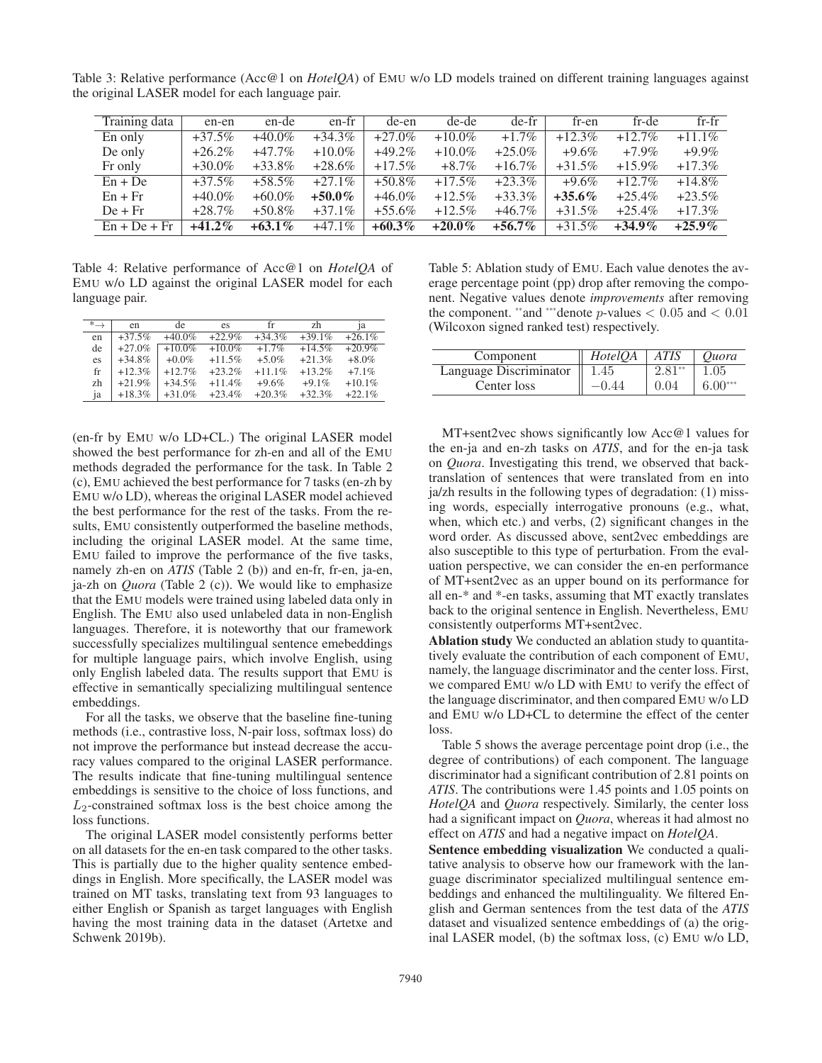Table 3: Relative performance (Acc@1 on *HotelQA*) of EMU w/o LD models trained on different training languages against the original LASER model for each language pair.

| Training data | en-en | en-de | en-fr | de-en | de-de | de-fr | fr-en | fr-de | fr-fr |
|---|---|---|---|---|---|---|---|---|---|
| En only | +37.5% | +40.0% | +34.3% | +27.0% | +10.0% | +1.7% | +12.3% | +12.7% | +11.1% |
| De only | +26.2% | +47.7% | +10.0% | +49.2% | +10.0% | +25.0% | +9.6% | +7.9% | +9.9% |
| Fr only | +30.0% | +33.8% | +28.6% | +17.5% | +8.7% | +16.7% | +31.5% | +15.9% | +17.3% |
| En + De | +37.5% | +58.5% | +27.1% | +50.8% | +17.5% | +23.3% | +9.6% | +12.7% | +14.8% |
| En + Fr | +40.0% | +60.0% | **+50.0%** | +46.0% | +12.5% | +33.3% | **+35.6%** | +25.4% | +23.5% |
| De + Fr | +28.7% | +50.8% | +37.1% | +55.6% | +12.5% | +46.7% | +31.5% | +25.4% | +17.3% |
| En + De + Fr | **+41.2%** | **+63.1%** | +47.1% | **+60.3%** | **+20.0%** | **+56.7%** | +31.5% | **+34.9%** | **+25.9%** |

Table 4: Relative performance of Acc@1 on *HotelQA* of EMU w/o LD against the original LASER model for each language pair.

| *→ | en | de | es | fr | zh | ja |
|---|---|---|---|---|---|---|
| en | +37.5% | +40.0% | +22.9% | +34.3% | +39.1% | +26.1% |
| de | +27.0% | +10.0% | +10.0% | +1.7% | +14.5% | +20.9% |
| es | +34.8% | +0.0% | +11.5% | +5.0% | +21.3% | +8.0% |
| fr | +12.3% | +12.7% | +23.2% | +11.1% | +13.2% | +7.1% |
| zh | +21.9% | +34.5% | +11.4% | +9.6% | +9.1% | +10.1% |
| ja | +18.3% | +31.0% | +23.4% | +20.3% | +32.3% | +22.1% |

(en-fr by EMU w/o LD+CL.) The original LASER model showed the best performance for zh-en and all of the EMU methods degraded the performance for the task. In Table 2 (c), EMU achieved the best performance for 7 tasks (en-zh by EMU w/o LD), whereas the original LASER model achieved the best performance for the rest of the tasks. From the results, EMU consistently outperformed the baseline methods, including the original LASER model. At the same time, EMU failed to improve the performance of the five tasks, namely zh-en on *ATIS* (Table 2 (b)) and en-fr, fr-en, ja-en, ja-zh on *Quora* (Table 2 (c)). We would like to emphasize that the EMU models were trained using labeled data only in English. The EMU also used unlabeled data in non-English languages. Therefore, it is noteworthy that our framework successfully specializes multilingual sentence emebeddings for multiple language pairs, which involve English, using only English labeled data. The results support that EMU is effective in semantically specializing multilingual sentence embeddings.

For all the tasks, we observe that the baseline fine-tuning methods (i.e., contrastive loss, N-pair loss, softmax loss) do not improve the performance but instead decrease the accuracy values compared to the original LASER performance. The results indicate that fine-tuning multilingual sentence embeddings is sensitive to the choice of loss functions, and $L_2$-constrained softmax loss is the best choice among the loss functions.

The original LASER model consistently performs better on all datasets for the en-en task compared to the other tasks. This is partially due to the higher quality sentence embeddings in English. More specifically, the LASER model was trained on MT tasks, translating text from 93 languages to either English or Spanish as target languages with English having the most training data in the dataset (Artetxe and Schwenk 2019b).

Table 5: Ablation study of EMU. Each value denotes the average percentage point (pp) drop after removing the component. Negative values denote *improvements* after removing the component. ** and *** denote $p$-values $< 0.05$ and $< 0.01$ (Wilcoxon signed ranked test) respectively.

| Component | *HotelQA* | *ATIS* | *Quora* |
|---|---|---|---|
| Language Discriminator | 1.45 | $2.81^{**}$ | 1.05 |
| Center loss | $-0.44$ | 0.04 | $6.00^{***}$ |

MT+sent2vec shows significantly low Acc@1 values for the en-ja and en-zh tasks on *ATIS*, and for the en-ja task on *Quora*. Investigating this trend, we observed that back-translation of sentences that were translated from en into ja/zh results in the following types of degradation: (1) missing words, especially interrogative pronouns (e.g., what, when, which etc.) and verbs, (2) significant changes in the word order. As discussed above, sent2vec embeddings are also susceptible to this type of perturbation. From the evaluation perspective, we can consider the en-en performance of MT+sent2vec as an upper bound on its performance for all en-* and *-en tasks, assuming that MT exactly translates back to the original sentence in English. Nevertheless, EMU consistently outperforms MT+sent2vec.

**Ablation study** We conducted an ablation study to quantitatively evaluate the contribution of each component of EMU, namely, the language discriminator and the center loss. First, we compared EMU w/o LD with EMU to verify the effect of the language discriminator, and then compared EMU w/o LD and EMU w/o LD+CL to determine the effect of the center loss.

Table 5 shows the average percentage point drop (i.e., the degree of contributions) of each component. The language discriminator had a significant contribution of 2.81 points on *ATIS*. The contributions were 1.45 points and 1.05 points on *HotelQA* and *Quora* respectively. Similarly, the center loss had a significant impact on *Quora*, whereas it had almost no effect on *ATIS* and had a negative impact on *HotelQA*.

**Sentence embedding visualization** We conducted a qualitative analysis to observe how our framework with the language discriminator specialized multilingual sentence embeddings and enhanced the multilinguality. We filtered English and German sentences from the test data of the *ATIS* dataset and visualized sentence embeddings of (a) the original LASER model, (b) the softmax loss, (c) EMU w/o LD,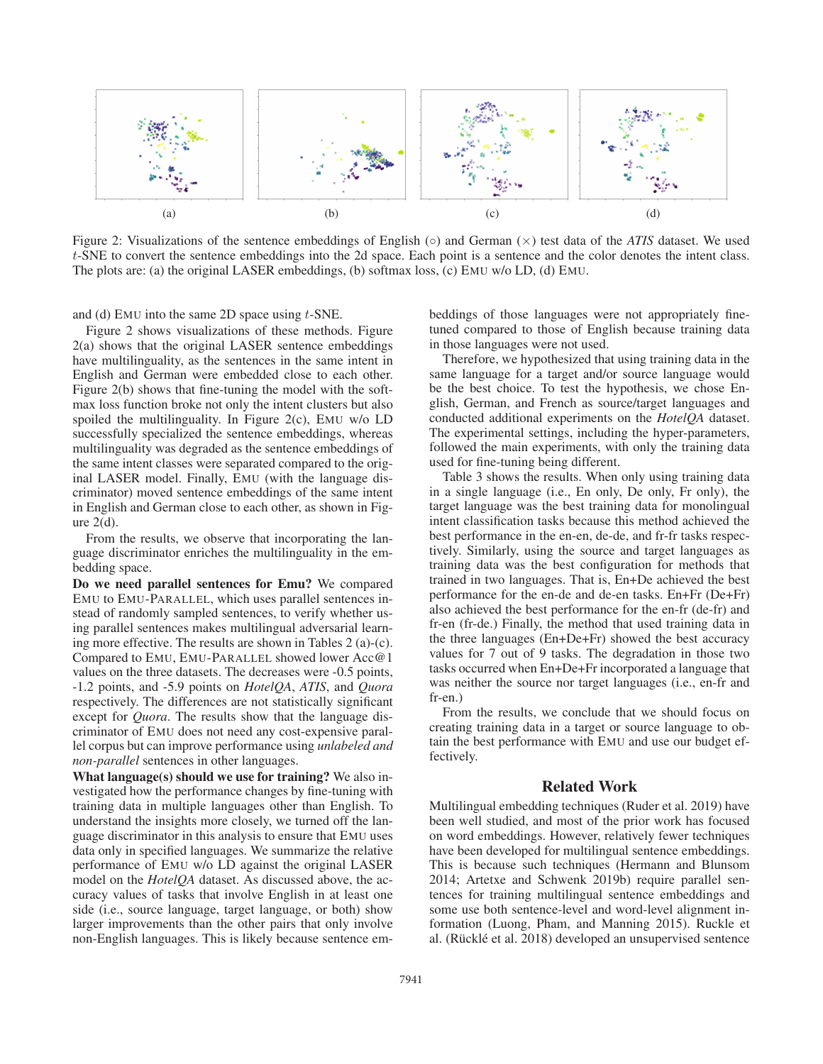(a) (b) (c) (d)

Figure 2: Visualizations of the sentence embeddings of English (○) and German (×) test data of the *ATIS* dataset. We used $t$-SNE to convert the sentence embeddings into the 2d space. Each point is a sentence and the color denotes the intent class. The plots are: (a) the original LASER embeddings, (b) softmax loss, (c) EMU w/o LD, (d) EMU.

and (d) EMU into the same 2D space using $t$-SNE.

Figure 2 shows visualizations of these methods. Figure 2(a) shows that the original LASER sentence embeddings have multilinguality, as the sentences in the same intent in English and German were embedded close to each other. Figure 2(b) shows that fine-tuning the model with the softmax loss function broke not only the intent clusters but also spoiled the multilinguality. In Figure 2(c), EMU w/o LD successfully specialized the sentence embeddings, whereas multilinguality was degraded as the sentence embeddings of the same intent classes were separated compared to the original LASER model. Finally, EMU (with the language discriminator) moved sentence embeddings of the same intent in English and German close to each other, as shown in Figure 2(d).

From the results, we observe that incorporating the language discriminator enriches the multilinguality in the embedding space.

**Do we need parallel sentences for Emu?** We compared EMU to EMU-PARALLEL, which uses parallel sentences instead of randomly sampled sentences, to verify whether using parallel sentences makes multilingual adversarial learning more effective. The results are shown in Tables 2 (a)-(c). Compared to EMU, EMU-PARALLEL showed lower Acc@1 values on the three datasets. The decreases were -0.5 points, -1.2 points, and -5.9 points on *HotelQA*, *ATIS*, and *Quora* respectively. The differences are not statistically significant except for *Quora*. The results show that the language discriminator of EMU does not need any cost-expensive parallel corpus but can improve performance using *unlabeled and non-parallel* sentences in other languages.

**What language(s) should we use for training?** We also investigated how the performance changes by fine-tuning with training data in multiple languages other than English. To understand the insights more closely, we turned off the language discriminator in this analysis to ensure that EMU uses data only in specified languages. We summarize the relative performance of EMU w/o LD against the original LASER model on the *HotelQA* dataset. As discussed above, the accuracy values of tasks that involve English in at least one side (i.e., source language, target language, or both) show larger improvements than the other pairs that only involve non-English languages. This is likely because sentence embeddings of those languages were not appropriately fine-tuned compared to those of English because training data in those languages were not used.

Therefore, we hypothesized that using training data in the same language for a target and/or source language would be the best choice. To test the hypothesis, we chose English, German, and French as source/target languages and conducted additional experiments on the *HotelQA* dataset. The experimental settings, including the hyper-parameters, followed the main experiments, with only the training data used for fine-tuning being different.

Table 3 shows the results. When only using training data in a single language (i.e., En only, De only, Fr only), the target language was the best training data for monolingual intent classification tasks because this method achieved the best performance in the en-en, de-de, and fr-fr tasks respectively. Similarly, using the source and target languages as training data was the best configuration for methods that trained in two languages. That is, En+De achieved the best performance for the en-de and de-en tasks. En+Fr (De+Fr) also achieved the best performance for the en-fr (de-fr) and fr-en (fr-de.) Finally, the method that used training data in the three languages (En+De+Fr) showed the best accuracy values for 7 out of 9 tasks. The degradation in those two tasks occurred when En+De+Fr incorporated a language that was neither the source nor target languages (i.e., en-fr and fr-en.)

From the results, we conclude that we should focus on creating training data in a target or source language to obtain the best performance with EMU and use our budget effectively.

## Related Work

Multilingual embedding techniques (Ruder et al. 2019) have been well studied, and most of the prior work has focused on word embeddings. However, relatively fewer techniques have been developed for multilingual sentence embeddings. This is because such techniques (Hermann and Blunsom 2014; Artetxe and Schwenk 2019b) require parallel sentences for training multilingual sentence embeddings and some use both sentence-level and word-level alignment information (Luong, Pham, and Manning 2015). Ruckle et al. (Rücklé et al. 2018) developed an unsupervised sentence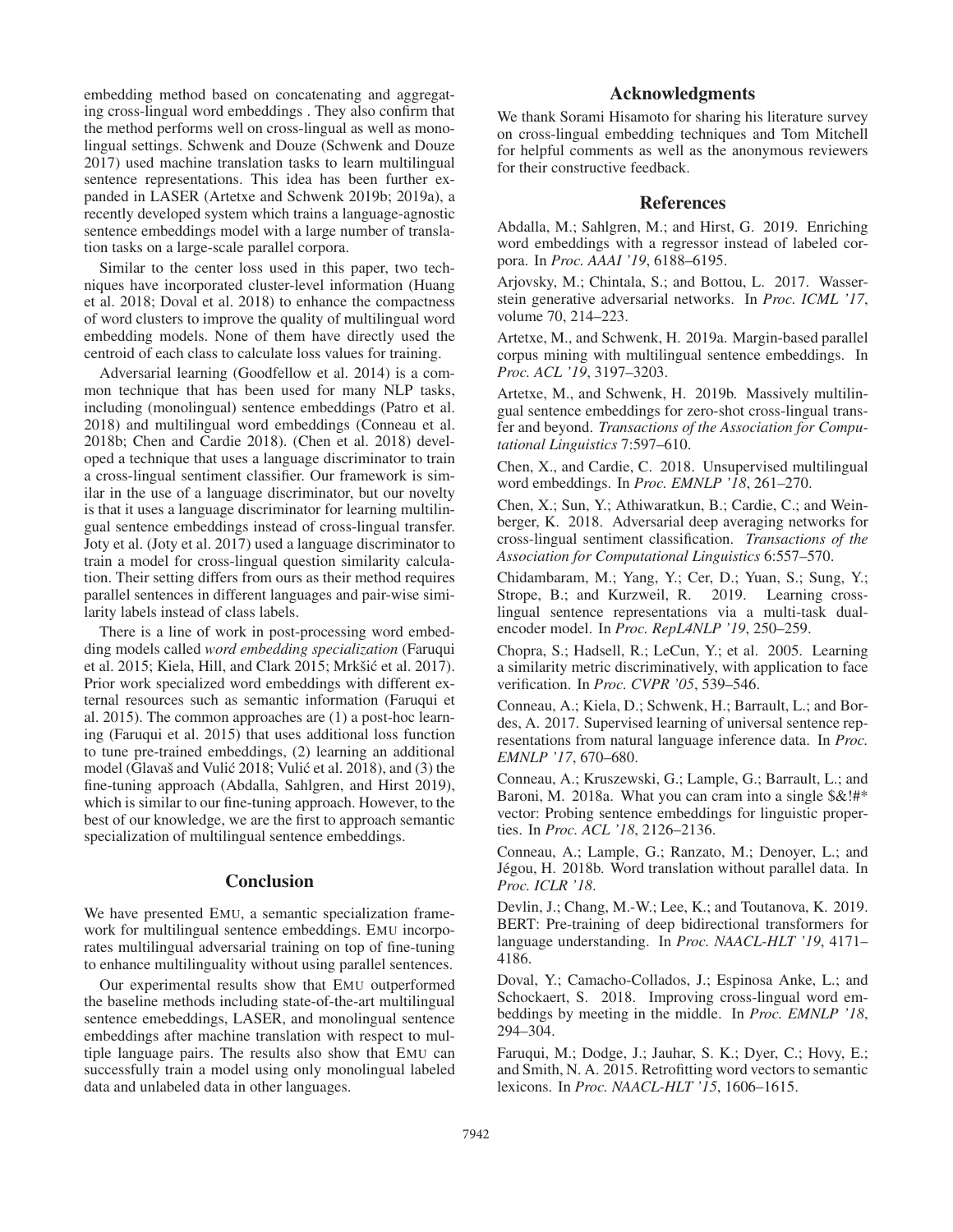embedding method based on concatenating and aggregating cross-lingual word embeddings . They also confirm that the method performs well on cross-lingual as well as monolingual settings. Schwenk and Douze (Schwenk and Douze 2017) used machine translation tasks to learn multilingual sentence representations. This idea has been further expanded in LASER (Artetxe and Schwenk 2019b; 2019a), a recently developed system which trains a language-agnostic sentence embeddings model with a large number of translation tasks on a large-scale parallel corpora.

Similar to the center loss used in this paper, two techniques have incorporated cluster-level information (Huang et al. 2018; Doval et al. 2018) to enhance the compactness of word clusters to improve the quality of multilingual word embedding models. None of them have directly used the centroid of each class to calculate loss values for training.

Adversarial learning (Goodfellow et al. 2014) is a common technique that has been used for many NLP tasks, including (monolingual) sentence embeddings (Patro et al. 2018) and multilingual word embeddings (Conneau et al. 2018b; Chen and Cardie 2018). (Chen et al. 2018) developed a technique that uses a language discriminator to train a cross-lingual sentiment classifier. Our framework is similar in the use of a language discriminator, but our novelty is that it uses a language discriminator for learning multilingual sentence embeddings instead of cross-lingual transfer. Joty et al. (Joty et al. 2017) used a language discriminator to train a model for cross-lingual question similarity calculation. Their setting differs from ours as their method requires parallel sentences in different languages and pair-wise similarity labels instead of class labels.

There is a line of work in post-processing word embedding models called *word embedding specialization* (Faruqui et al. 2015; Kiela, Hill, and Clark 2015; Mrkšić et al. 2017). Prior work specialized word embeddings with different external resources such as semantic information (Faruqui et al. 2015). The common approaches are (1) a post-hoc learning (Faruqui et al. 2015) that uses additional loss function to tune pre-trained embeddings, (2) learning an additional model (Glavaš and Vulić 2018; Vulić et al. 2018), and (3) the fine-tuning approach (Abdalla, Sahlgren, and Hirst 2019), which is similar to our fine-tuning approach. However, to the best of our knowledge, we are the first to approach semantic specialization of multilingual sentence embeddings.

## Conclusion

We have presented EMU, a semantic specialization framework for multilingual sentence embeddings. EMU incorporates multilingual adversarial training on top of fine-tuning to enhance multilinguality without using parallel sentences.

Our experimental results show that EMU outperformed the baseline methods including state-of-the-art multilingual sentence emebeddings, LASER, and monolingual sentence embeddings after machine translation with respect to multiple language pairs. The results also show that EMU can successfully train a model using only monolingual labeled data and unlabeled data in other languages.

## Acknowledgments

We thank Sorami Hisamoto for sharing his literature survey on cross-lingual embedding techniques and Tom Mitchell for helpful comments as well as the anonymous reviewers for their constructive feedback.

## References

Abdalla, M.; Sahlgren, M.; and Hirst, G. 2019. Enriching word embeddings with a regressor instead of labeled corpora. In *Proc. AAAI '19*, 6188–6195.

Arjovsky, M.; Chintala, S.; and Bottou, L. 2017. Wasserstein generative adversarial networks. In *Proc. ICML '17*, volume 70, 214–223.

Artetxe, M., and Schwenk, H. 2019a. Margin-based parallel corpus mining with multilingual sentence embeddings. In *Proc. ACL '19*, 3197–3203.

Artetxe, M., and Schwenk, H. 2019b. Massively multilingual sentence embeddings for zero-shot cross-lingual transfer and beyond. *Transactions of the Association for Computational Linguistics* 7:597–610.

Chen, X., and Cardie, C. 2018. Unsupervised multilingual word embeddings. In *Proc. EMNLP '18*, 261–270.

Chen, X.; Sun, Y.; Athiwaratkun, B.; Cardie, C.; and Weinberger, K. 2018. Adversarial deep averaging networks for cross-lingual sentiment classification. *Transactions of the Association for Computational Linguistics* 6:557–570.

Chidambaram, M.; Yang, Y.; Cer, D.; Yuan, S.; Sung, Y.; Strope, B.; and Kurzweil, R. 2019. Learning cross-lingual sentence representations via a multi-task dual-encoder model. In *Proc. RepL4NLP '19*, 250–259.

Chopra, S.; Hadsell, R.; LeCun, Y.; et al. 2005. Learning a similarity metric discriminatively, with application to face verification. In *Proc. CVPR '05*, 539–546.

Conneau, A.; Kiela, D.; Schwenk, H.; Barrault, L.; and Bordes, A. 2017. Supervised learning of universal sentence representations from natural language inference data. In *Proc. EMNLP '17*, 670–680.

Conneau, A.; Kruszewski, G.; Lample, G.; Barrault, L.; and Baroni, M. 2018a. What you can cram into a single $&!#* vector: Probing sentence embeddings for linguistic properties. In *Proc. ACL '18*, 2126–2136.

Conneau, A.; Lample, G.; Ranzato, M.; Denoyer, L.; and Jégou, H. 2018b. Word translation without parallel data. In *Proc. ICLR '18*.

Devlin, J.; Chang, M.-W.; Lee, K.; and Toutanova, K. 2019. BERT: Pre-training of deep bidirectional transformers for language understanding. In *Proc. NAACL-HLT '19*, 4171–4186.

Doval, Y.; Camacho-Collados, J.; Espinosa Anke, L.; and Schockaert, S. 2018. Improving cross-lingual word embeddings by meeting in the middle. In *Proc. EMNLP '18*, 294–304.

Faruqui, M.; Dodge, J.; Jauhar, S. K.; Dyer, C.; Hovy, E.; and Smith, N. A. 2015. Retrofitting word vectors to semantic lexicons. In *Proc. NAACL-HLT '15*, 1606–1615.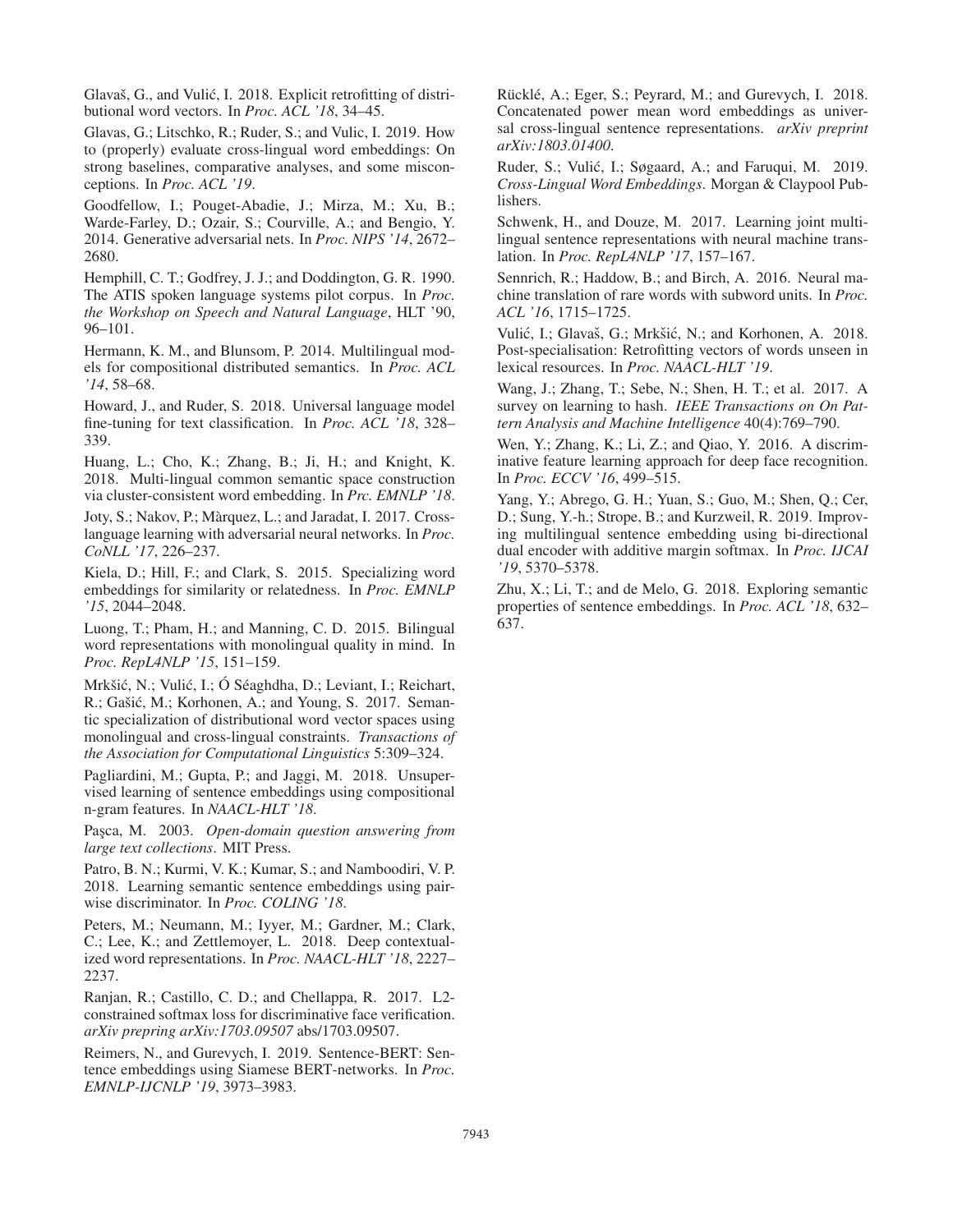Glavaš, G., and Vulić, I. 2018. Explicit retrofitting of distributional word vectors. In *Proc. ACL '18*, 34–45.

Glavas, G.; Litschko, R.; Ruder, S.; and Vulic, I. 2019. How to (properly) evaluate cross-lingual word embeddings: On strong baselines, comparative analyses, and some misconceptions. In *Proc. ACL '19*.

Goodfellow, I.; Pouget-Abadie, J.; Mirza, M.; Xu, B.; Warde-Farley, D.; Ozair, S.; Courville, A.; and Bengio, Y. 2014. Generative adversarial nets. In *Proc. NIPS '14*, 2672–2680.

Hemphill, C. T.; Godfrey, J. J.; and Doddington, G. R. 1990. The ATIS spoken language systems pilot corpus. In *Proc. the Workshop on Speech and Natural Language*, HLT '90, 96–101.

Hermann, K. M., and Blunsom, P. 2014. Multilingual models for compositional distributed semantics. In *Proc. ACL '14*, 58–68.

Howard, J., and Ruder, S. 2018. Universal language model fine-tuning for text classification. In *Proc. ACL '18*, 328–339.

Huang, L.; Cho, K.; Zhang, B.; Ji, H.; and Knight, K. 2018. Multi-lingual common semantic space construction via cluster-consistent word embedding. In *Prc. EMNLP '18*.

Joty, S.; Nakov, P.; Màrquez, L.; and Jaradat, I. 2017. Cross-language learning with adversarial neural networks. In *Proc. CoNLL '17*, 226–237.

Kiela, D.; Hill, F.; and Clark, S. 2015. Specializing word embeddings for similarity or relatedness. In *Proc. EMNLP '15*, 2044–2048.

Luong, T.; Pham, H.; and Manning, C. D. 2015. Bilingual word representations with monolingual quality in mind. In *Proc. RepL4NLP '15*, 151–159.

Mrkšić, N.; Vulić, I.; Ó Séaghdha, D.; Leviant, I.; Reichart, R.; Gašić, M.; Korhonen, A.; and Young, S. 2017. Semantic specialization of distributional word vector spaces using monolingual and cross-lingual constraints. *Transactions of the Association for Computational Linguistics* 5:309–324.

Pagliardini, M.; Gupta, P.; and Jaggi, M. 2018. Unsupervised learning of sentence embeddings using compositional n-gram features. In *NAACL-HLT '18*.

Paşca, M. 2003. *Open-domain question answering from large text collections*. MIT Press.

Patro, B. N.; Kurmi, V. K.; Kumar, S.; and Namboodiri, V. P. 2018. Learning semantic sentence embeddings using pair-wise discriminator. In *Proc. COLING '18*.

Peters, M.; Neumann, M.; Iyyer, M.; Gardner, M.; Clark, C.; Lee, K.; and Zettlemoyer, L. 2018. Deep contextualized word representations. In *Proc. NAACL-HLT '18*, 2227–2237.

Ranjan, R.; Castillo, C. D.; and Chellappa, R. 2017. L2-constrained softmax loss for discriminative face verification. *arXiv prepring arXiv:1703.09507* abs/1703.09507.

Reimers, N., and Gurevych, I. 2019. Sentence-BERT: Sentence embeddings using Siamese BERT-networks. In *Proc. EMNLP-IJCNLP '19*, 3973–3983.

Rücklé, A.; Eger, S.; Peyrard, M.; and Gurevych, I. 2018. Concatenated power mean word embeddings as universal cross-lingual sentence representations. *arXiv preprint arXiv:1803.01400*.

Ruder, S.; Vulić, I.; Søgaard, A.; and Faruqui, M. 2019. *Cross-Lingual Word Embeddings*. Morgan & Claypool Publishers.

Schwenk, H., and Douze, M. 2017. Learning joint multilingual sentence representations with neural machine translation. In *Proc. RepL4NLP '17*, 157–167.

Sennrich, R.; Haddow, B.; and Birch, A. 2016. Neural machine translation of rare words with subword units. In *Proc. ACL '16*, 1715–1725.

Vulić, I.; Glavaš, G.; Mrkšić, N.; and Korhonen, A. 2018. Post-specialisation: Retrofitting vectors of words unseen in lexical resources. In *Proc. NAACL-HLT '19*.

Wang, J.; Zhang, T.; Sebe, N.; Shen, H. T.; et al. 2017. A survey on learning to hash. *IEEE Transactions on On Pattern Analysis and Machine Intelligence* 40(4):769–790.

Wen, Y.; Zhang, K.; Li, Z.; and Qiao, Y. 2016. A discriminative feature learning approach for deep face recognition. In *Proc. ECCV '16*, 499–515.

Yang, Y.; Abrego, G. H.; Yuan, S.; Guo, M.; Shen, Q.; Cer, D.; Sung, Y.-h.; Strope, B.; and Kurzweil, R. 2019. Improving multilingual sentence embedding using bi-directional dual encoder with additive margin softmax. In *Proc. IJCAI '19*, 5370–5378.

Zhu, X.; Li, T.; and de Melo, G. 2018. Exploring semantic properties of sentence embeddings. In *Proc. ACL '18*, 632–637.